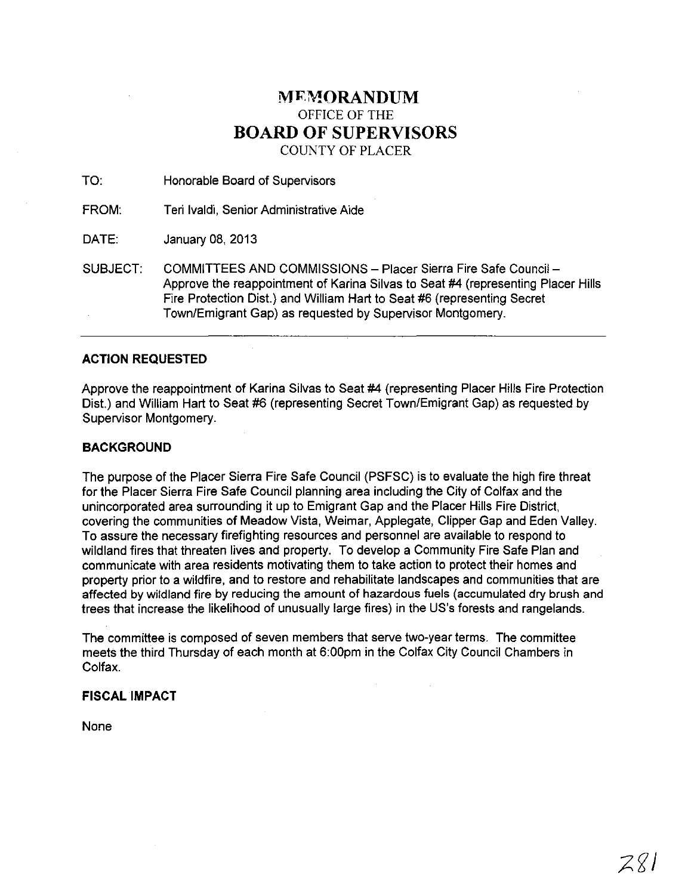# MEMORANDUM
OFFICE OF THE
## BOARD OF SUPERVISORS
COUNTY OF PLACER

TO: Honorable Board of Supervisors

FROM: Teri Ivaldi, Senior Administrative Aide

DATE: January 08, 2013

SUBJECT: COMMITTEES AND COMMISSIONS – Placer Sierra Fire Safe Council – Approve the reappointment of Karina Silvas to Seat #4 (representing Placer Hills Fire Protection Dist.) and William Hart to Seat #6 (representing Secret Town/Emigrant Gap) as requested by Supervisor Montgomery.

---

**ACTION REQUESTED**

Approve the reappointment of Karina Silvas to Seat #4 (representing Placer Hills Fire Protection Dist.) and William Hart to Seat #6 (representing Secret Town/Emigrant Gap) as requested by Supervisor Montgomery.

**BACKGROUND**

The purpose of the Placer Sierra Fire Safe Council (PSFSC) is to evaluate the high fire threat for the Placer Sierra Fire Safe Council planning area including the City of Colfax and the unincorporated area surrounding it up to Emigrant Gap and the Placer Hills Fire District, covering the communities of Meadow Vista, Weimar, Applegate, Clipper Gap and Eden Valley. To assure the necessary firefighting resources and personnel are available to respond to wildland fires that threaten lives and property. To develop a Community Fire Safe Plan and communicate with area residents motivating them to take action to protect their homes and property prior to a wildfire, and to restore and rehabilitate landscapes and communities that are affected by wildland fire by reducing the amount of hazardous fuels (accumulated dry brush and trees that increase the likelihood of unusually large fires) in the US's forests and rangelands.

The committee is composed of seven members that serve two-year terms. The committee meets the third Thursday of each month at 6:00pm in the Colfax City Council Chambers in Colfax.

**FISCAL IMPACT**

None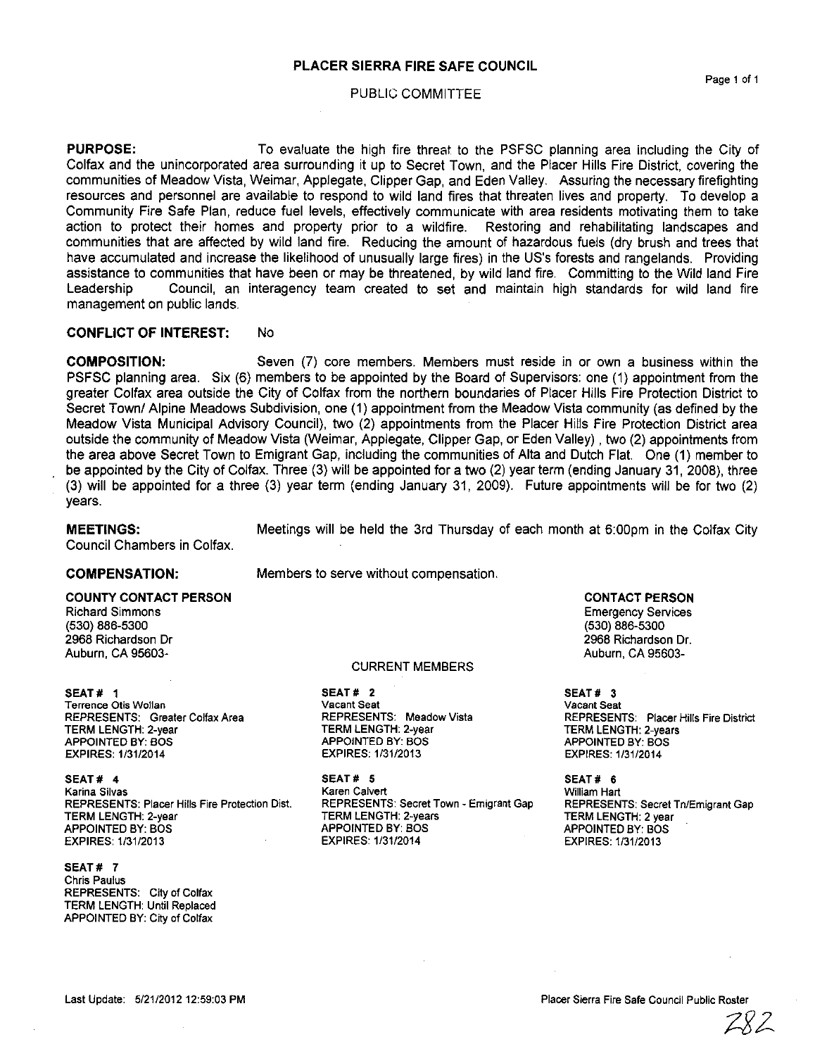# PLACER SIERRA FIRE SAFE COUNCIL

## PUBLIC COMMITTEE

**PURPOSE:** To evaluate the high fire threat to the PSFSC planning area including the City of Colfax and the unincorporated area surrounding it up to Secret Town, and the Placer Hills Fire District, covering the communities of Meadow Vista, Weimar, Applegate, Clipper Gap, and Eden Valley. Assuring the necessary firefighting resources and personnel are available to respond to wild land fires that threaten lives and property. To develop a Community Fire Safe Plan, reduce fuel levels, effectively communicate with area residents motivating them to take action to protect their homes and property prior to a wildfire. Restoring and rehabilitating landscapes and communities that are affected by wild land fire. Reducing the amount of hazardous fuels (dry brush and trees that have accumulated and increase the likelihood of unusually large fires) in the US's forests and rangelands. Providing assistance to communities that have been or may be threatened, by wild land fire. Committing to the Wild land Fire Leadership Council, an interagency team created to set and maintain high standards for wild land fire management on public lands.

**CONFLICT OF INTEREST:** No

**COMPOSITION:** Seven (7) core members. Members must reside in or own a business within the PSFSC planning area. Six (6) members to be appointed by the Board of Supervisors: one (1) appointment from the greater Colfax area outside the City of Colfax from the northern boundaries of Placer Hills Fire Protection District to Secret Town/ Alpine Meadows Subdivision, one (1) appointment from the Meadow Vista community (as defined by the Meadow Vista Municipal Advisory Council), two (2) appointments from the Placer Hills Fire Protection District area outside the community of Meadow Vista (Weimar, Applegate, Clipper Gap, or Eden Valley) , two (2) appointments from the area above Secret Town to Emigrant Gap, including the communities of Alta and Dutch Flat. One (1) member to be appointed by the City of Colfax. Three (3) will be appointed for a two (2) year term (ending January 31, 2008), three (3) will be appointed for a three (3) year term (ending January 31, 2009). Future appointments will be for two (2) years.

**MEETINGS:** Meetings will be held the 3rd Thursday of each month at 6:00pm in the Colfax City Council Chambers in Colfax.

**COMPENSATION:** Members to serve without compensation.

**COUNTY CONTACT PERSON**
Richard Simmons
(530) 886-5300
2968 Richardson Dr
Auburn, CA 95603-

**CONTACT PERSON**
Emergency Services
(530) 886-5300
2968 Richardson Dr.
Auburn, CA 95603-

### CURRENT MEMBERS

**SEAT # 1**
Terrence Otis Wollan
REPRESENTS: Greater Colfax Area
TERM LENGTH: 2-year
APPOINTED BY: BOS
EXPIRES: 1/31/2014

**SEAT # 2**
Vacant Seat
REPRESENTS: Meadow Vista
TERM LENGTH: 2-year
APPOINTED BY: BOS
EXPIRES: 1/31/2013

**SEAT # 3**
Vacant Seat
REPRESENTS: Placer Hills Fire District
TERM LENGTH: 2-years
APPOINTED BY: BOS
EXPIRES: 1/31/2014

**SEAT # 4**
Karina Silvas
REPRESENTS: Placer Hills Fire Protection Dist.
TERM LENGTH: 2-year
APPOINTED BY: BOS
EXPIRES: 1/31/2013

**SEAT # 5**
Karen Calvert
REPRESENTS: Secret Town - Emigrant Gap
TERM LENGTH: 2-years
APPOINTED BY: BOS
EXPIRES: 1/31/2014

**SEAT # 6**
William Hart
REPRESENTS: Secret Tn/Emigrant Gap
TERM LENGTH: 2 year
APPOINTED BY: BOS
EXPIRES: 1/31/2013

**SEAT # 7**
Chris Paulus
REPRESENTS: City of Colfax
TERM LENGTH: Until Replaced
APPOINTED BY: City of Colfax

Last Update: 5/21/2012 12:59:03 PM

Placer Sierra Fire Safe Council Public Roster